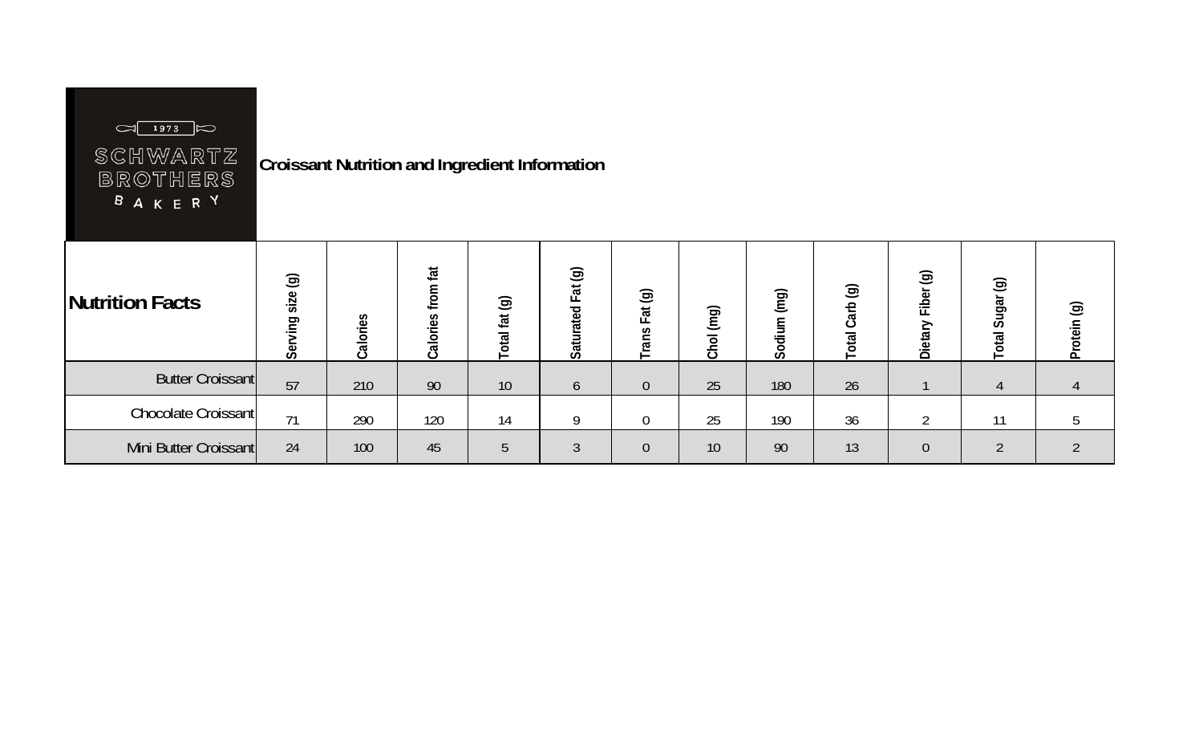SCHWARTZ BROTHERS BAKERY 1973

**Croissant Nutrition and Ingredient Information**

| Nutrition Facts | Serving size (g) | Calories | Calories from fat | Total fat (g) | Saturated Fat (g) | Trans Fat (g) | Chol (mg) | Sodium (mg) | Total Carb (g) | Dietary Fiber (g) | Total Sugar (g) | Protein (g) |
|---|---|---|---|---|---|---|---|---|---|---|---|---|
| Butter Croissant | 57 | 210 | 90 | 10 | 6 | 0 | 25 | 180 | 26 | 1 | 4 | 4 |
| Chocolate Croissant | 71 | 290 | 120 | 14 | 9 | 0 | 25 | 190 | 36 | 2 | 11 | 5 |
| Mini Butter Croissant | 24 | 100 | 45 | 5 | 3 | 0 | 10 | 90 | 13 | 0 | 2 | 2 |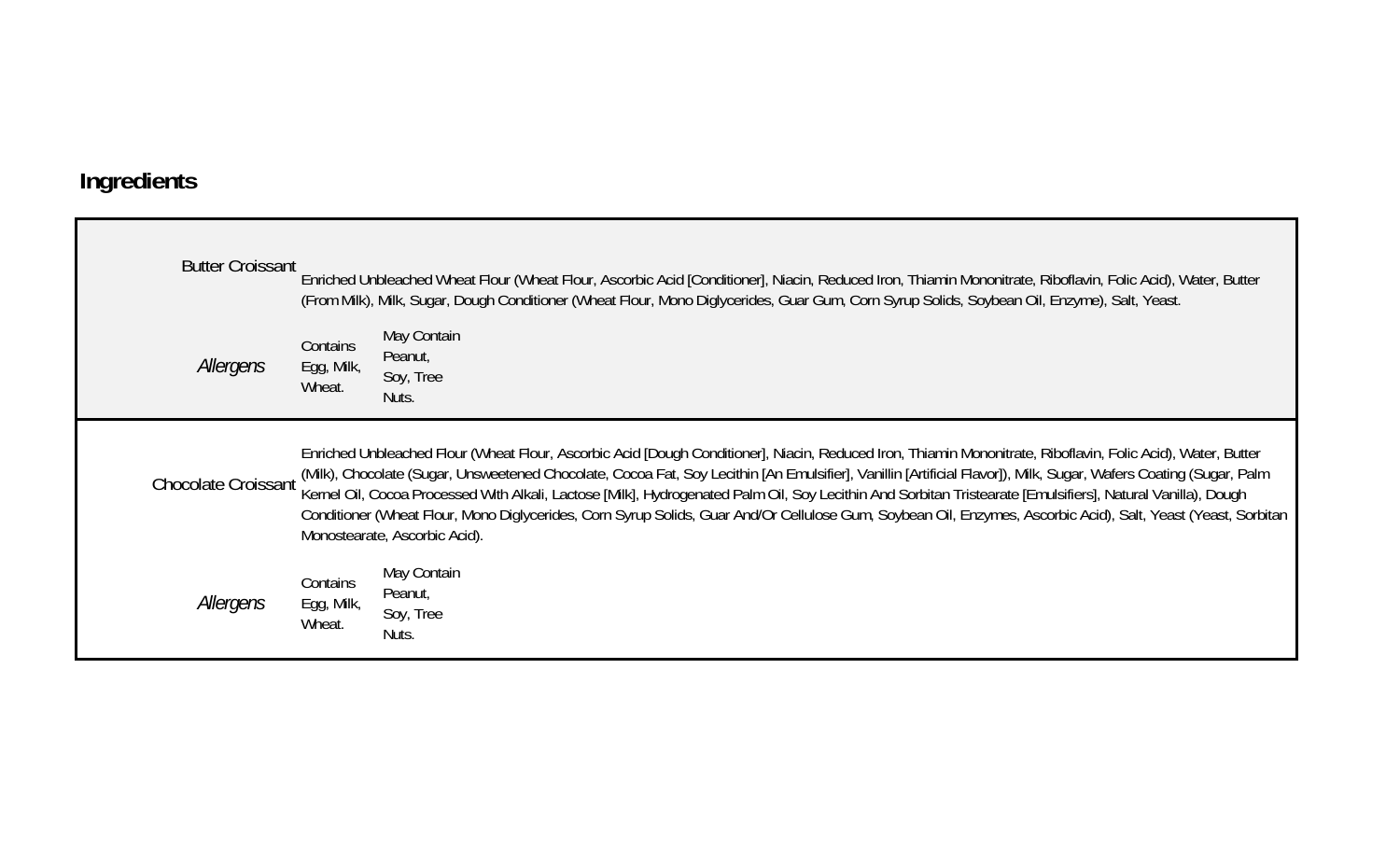## Ingredients

| | | |
|---|---|---|
| Butter Croissant | Enriched Unbleached Wheat Flour (Wheat Flour, Ascorbic Acid [Conditioner], Niacin, Reduced Iron, Thiamin Mononitrate, Riboflavin, Folic Acid), Water, Butter (From Milk), Milk, Sugar, Dough Conditioner (Wheat Flour, Mono Diglycerides, Guar Gum, Corn Syrup Solids, Soybean Oil, Enzyme), Salt, Yeast. | |
| *Allergens* | Contains Egg, Milk, Wheat. | May Contain Peanut, Soy, Tree Nuts. |
| Chocolate Croissant | Enriched Unbleached Flour (Wheat Flour, Ascorbic Acid [Dough Conditioner], Niacin, Reduced Iron, Thiamin Mononitrate, Riboflavin, Folic Acid), Water, Butter (Milk), Chocolate (Sugar, Unsweetened Chocolate, Cocoa Fat, Soy Lecithin [An Emulsifier], Vanillin [Artificial Flavor]), Milk, Sugar, Wafers Coating (Sugar, Palm Kernel Oil, Cocoa Processed With Alkali, Lactose [Milk], Hydrogenated Palm Oil, Soy Lecithin And Sorbitan Tristearate [Emulsifiers], Natural Vanilla), Dough Conditioner (Wheat Flour, Mono Diglycerides, Corn Syrup Solids, Guar And/Or Cellulose Gum, Soybean Oil, Enzymes, Ascorbic Acid), Salt, Yeast (Yeast, Sorbitan Monostearate, Ascorbic Acid). | |
| *Allergens* | Contains Egg, Milk, Wheat. | May Contain Peanut, Soy, Tree Nuts. |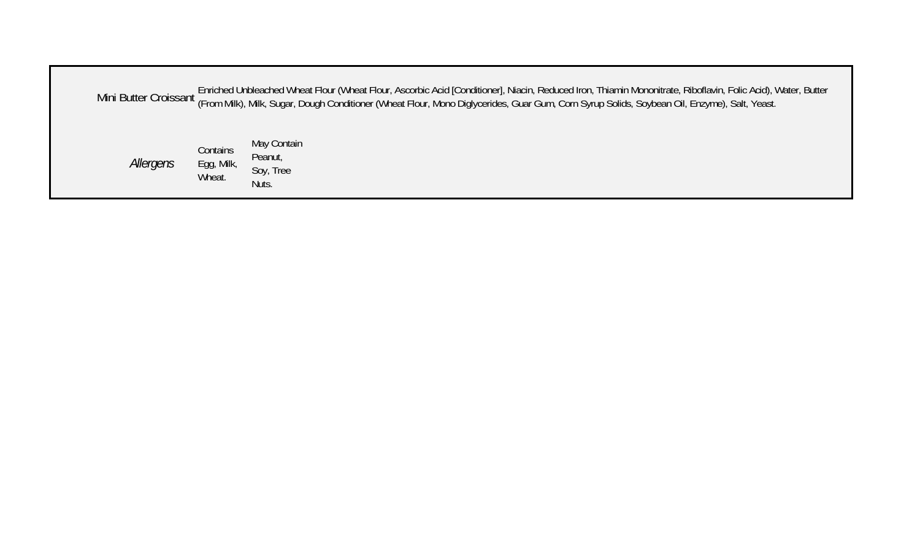| | | |
|---|---|---|
| Mini Butter Croissant | Enriched Unbleached Wheat Flour (Wheat Flour, Ascorbic Acid [Conditioner], Niacin, Reduced Iron, Thiamin Mononitrate, Riboflavin, Folic Acid), Water, Butter (From Milk), Milk, Sugar, Dough Conditioner (Wheat Flour, Mono Diglycerides, Guar Gum, Corn Syrup Solids, Soybean Oil, Enzyme), Salt, Yeast. | |
| *Allergens* | Contains Egg, Milk, Wheat. | May Contain Peanut, Soy, Tree Nuts. |